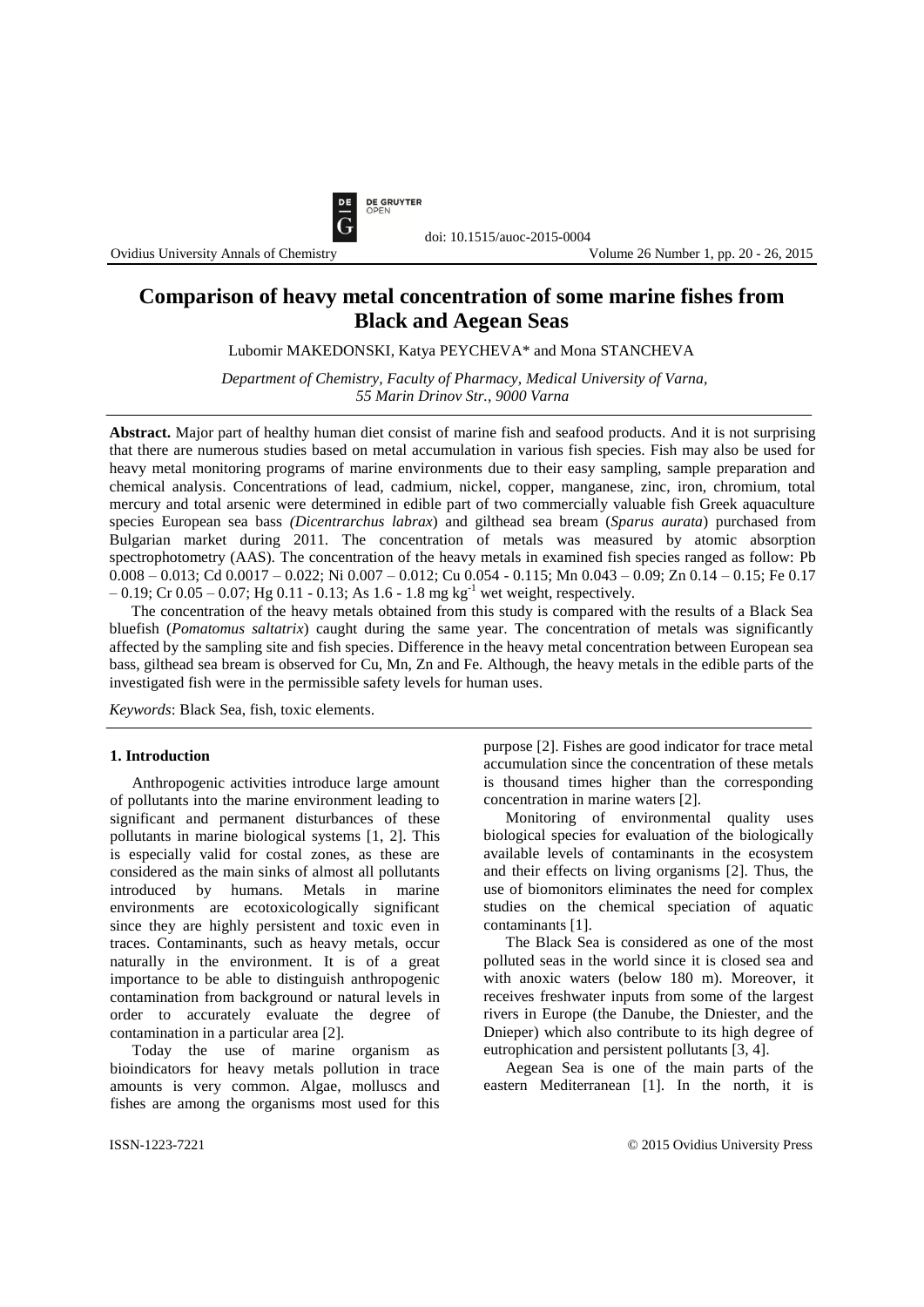# Comparison of heavy metal concentration of some marine fishes from Black and Aegean Seas

Lubomir MAKEDONSKI, Katya PEYCHEVA* and Mona STANCHEVA

*Department of Chemistry, Faculty of Pharmacy, Medical University of Varna, 55 Marin Drinov Str., 9000 Varna*

**Abstract.** Major part of healthy human diet consist of marine fish and seafood products. And it is not surprising that there are numerous studies based on metal accumulation in various fish species. Fish may also be used for heavy metal monitoring programs of marine environments due to their easy sampling, sample preparation and chemical analysis. Concentrations of lead, cadmium, nickel, copper, manganese, zinc, iron, chromium, total mercury and total arsenic were determined in edible part of two commercially valuable fish Greek aquaculture species European sea bass *(Dicentrarchus labrax*) and gilthead sea bream (*Sparus aurata*) purchased from Bulgarian market during 2011. The concentration of metals was measured by atomic absorption spectrophotometry (AAS). The concentration of the heavy metals in examined fish species ranged as follow: Pb 0.008 – 0.013; Cd 0.0017 – 0.022; Ni 0.007 – 0.012; Cu 0.054 - 0.115; Mn 0.043 – 0.09; Zn 0.14 – 0.15; Fe 0.17 – 0.19; Cr 0.05 – 0.07; Hg 0.11 - 0.13; As 1.6 - 1.8 mg $kg^{-1}$ wet weight, respectively.

The concentration of the heavy metals obtained from this study is compared with the results of a Black Sea bluefish (*Pomatomus saltatrix*) caught during the same year. The concentration of metals was significantly affected by the sampling site and fish species. Difference in the heavy metal concentration between European sea bass, gilthead sea bream is observed for Cu, Mn, Zn and Fe. Although, the heavy metals in the edible parts of the investigated fish were in the permissible safety levels for human uses.

*Keywords*: Black Sea, fish, toxic elements.

## 1. Introduction

Anthropogenic activities introduce large amount of pollutants into the marine environment leading to significant and permanent disturbances of these pollutants in marine biological systems [1, 2]. This is especially valid for costal zones, as these are considered as the main sinks of almost all pollutants introduced by humans. Metals in marine environments are ecotoxicologically significant since they are highly persistent and toxic even in traces. Contaminants, such as heavy metals, occur naturally in the environment. It is of a great importance to be able to distinguish anthropogenic contamination from background or natural levels in order to accurately evaluate the degree of contamination in a particular area [2].

Today the use of marine organism as bioindicators for heavy metals pollution in trace amounts is very common. Algae, molluscs and fishes are among the organisms most used for this purpose [2]. Fishes are good indicator for trace metal accumulation since the concentration of these metals is thousand times higher than the corresponding concentration in marine waters [2].

Monitoring of environmental quality uses biological species for evaluation of the biologically available levels of contaminants in the ecosystem and their effects on living organisms [2]. Thus, the use of biomonitors eliminates the need for complex studies on the chemical speciation of aquatic contaminants [1].

The Black Sea is considered as one of the most polluted seas in the world since it is closed sea and with anoxic waters (below 180 m). Moreover, it receives freshwater inputs from some of the largest rivers in Europe (the Danube, the Dniester, and the Dnieper) which also contribute to its high degree of eutrophication and persistent pollutants [3, 4].

Aegean Sea is one of the main parts of the eastern Mediterranean [1]. In the north, it is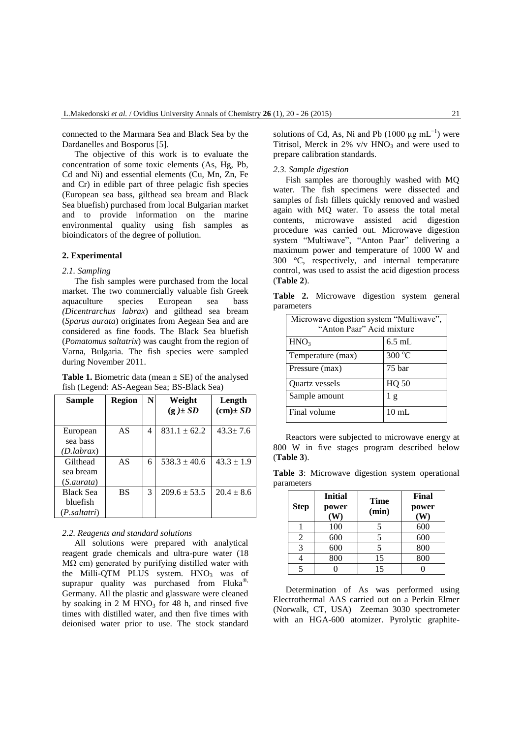connected to the Marmara Sea and Black Sea by the Dardanelles and Bosporus [5].

The objective of this work is to evaluate the concentration of some toxic elements (As, Hg, Pb, Cd and Ni) and essential elements (Cu, Mn, Zn, Fe and Cr) in edible part of three pelagic fish species (European sea bass, gilthead sea bream and Black Sea bluefish) purchased from local Bulgarian market and to provide information on the marine environmental quality using fish samples as bioindicators of the degree of pollution.

## 2. Experimental

### *2.1. Sampling*

The fish samples were purchased from the local market. The two commercially valuable fish Greek aquaculture species European sea bass (*Dicentrarchus labrax*) and gilthead sea bream (*Sparus aurata*) originates from Aegean Sea and are considered as fine foods. The Black Sea bluefish (*Pomatomus saltatrix*) was caught from the region of Varna, Bulgaria. The fish species were sampled during November 2011.

**Table 1.** Biometric data (mean ± SE) of the analysed fish (Legend: AS-Aegean Sea; BS-Black Sea)

| Sample | Region | N | Weight (g )± *SD* | Length (cm)± *SD* |
|---|---|---|---|---|
| European sea bass (*D.labrax*) | AS | 4 | 831.1 ± 62.2 | 43.3± 7.6 |
| Gilthead sea bream (*S.aurata*) | AS | 6 | 538.3 ± 40.6 | 43.3 ± 1.9 |
| Black Sea bluefish (*P.saltatri*) | BS | 3 | 209.6 ± 53.5 | 20.4 ± 8.6 |

### *2.2. Reagents and standard solutions*

All solutions were prepared with analytical reagent grade chemicals and ultra-pure water (18 MΩ cm) generated by purifying distilled water with the Milli-QTM PLUS system. $HNO_3$ was of suprapur quality was purchased from Fluka®, Germany. All the plastic and glassware were cleaned by soaking in 2 M $HNO_3$ for 48 h, and rinsed five times with distilled water, and then five times with deionised water prior to use. The stock standard solutions of Cd, As, Ni and Pb (1000 μg $mL^{-1}$) were Titrisol, Merck in 2% v/v $HNO_3$ and were used to prepare calibration standards.

### *2.3. Sample digestion*

Fish samples are thoroughly washed with MQ water. The fish specimens were dissected and samples of fish fillets quickly removed and washed again with MQ water. To assess the total metal contents, microwave assisted acid digestion procedure was carried out. Microwave digestion system "Multiwave", "Anton Paar" delivering a maximum power and temperature of 1000 W and 300 °C, respectively, and internal temperature control, was used to assist the acid digestion process (**Table 2**).

**Table 2.** Microwave digestion system general parameters

| Microwave digestion system "Multiwave", "Anton Paar" Acid mixture | |
|---|---|
| $HNO_3$ | 6.5 mL |
| Temperature (max) | 300 °C |
| Pressure (max) | 75 bar |
| Quartz vessels | HQ 50 |
| Sample amount | 1 g |
| Final volume | 10 mL |

Reactors were subjected to microwave energy at 800 W in five stages program described below (**Table 3**).

**Table 3**: Microwave digestion system operational parameters

| Step | Initial power (W) | Time (min) | Final power (W) |
|---|---|---|---|
| 1 | 100 | 5 | 600 |
| 2 | 600 | 5 | 600 |
| 3 | 600 | 5 | 800 |
| 4 | 800 | 15 | 800 |
| 5 | 0 | 15 | 0 |

Determination of As was performed using Electrothermal AAS carried out on a Perkin Elmer (Norwalk, CT, USA) Zeeman 3030 spectrometer with an HGA-600 atomizer. Pyrolytic graphite-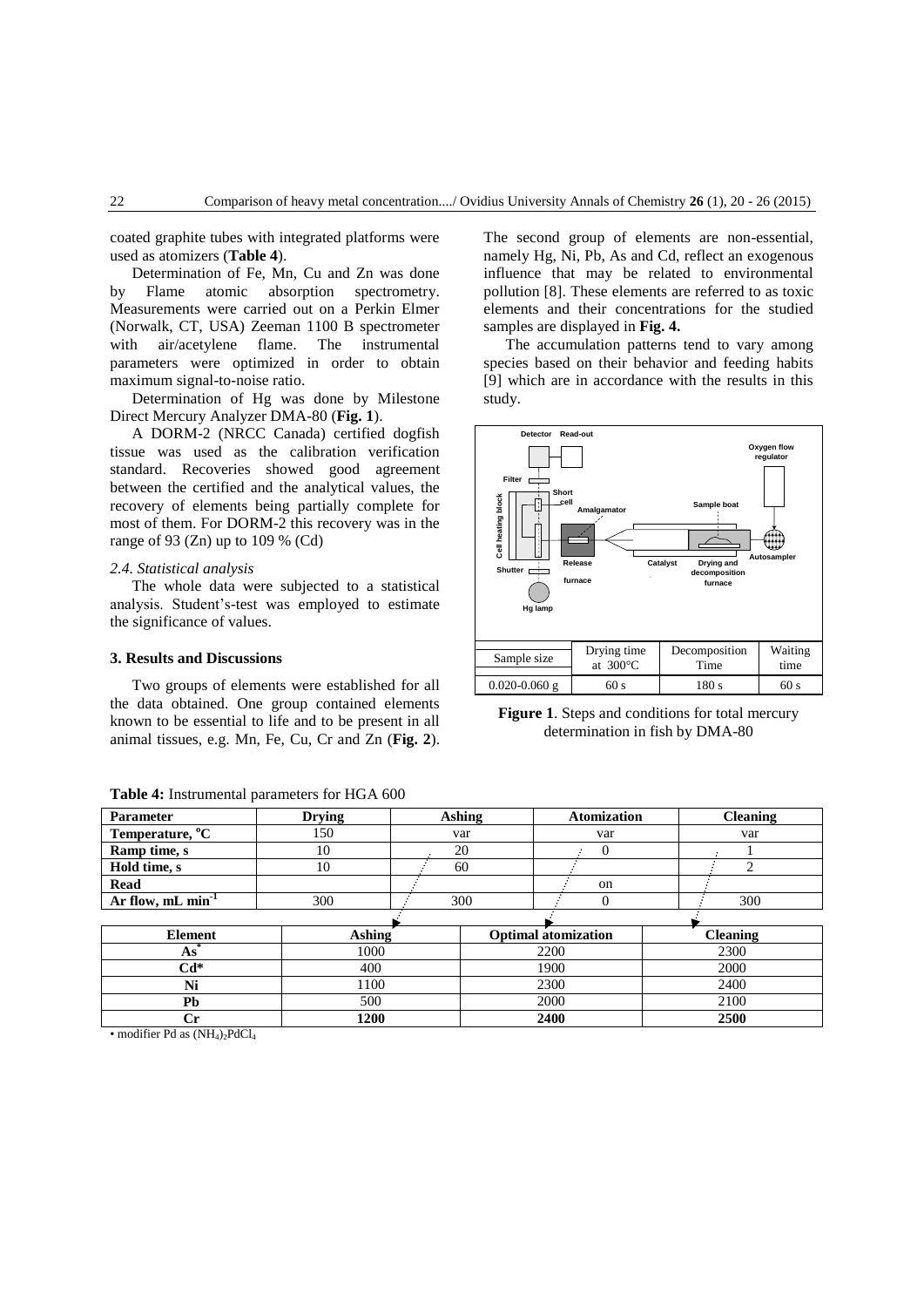coated graphite tubes with integrated platforms were used as atomizers (**Table 4**).

Determination of Fe, Mn, Cu and Zn was done by Flame atomic absorption spectrometry. Measurements were carried out on a Perkin Elmer (Norwalk, CT, USA) Zeeman 1100 B spectrometer with air/acetylene flame. The instrumental parameters were optimized in order to obtain maximum signal-to-noise ratio.

Determination of Hg was done by Milestone Direct Mercury Analyzer DMA-80 (**Fig. 1**).

A DORM-2 (NRCC Canada) certified dogfish tissue was used as the calibration verification standard. Recoveries showed good agreement between the certified and the analytical values, the recovery of elements being partially complete for most of them. For DORM-2 this recovery was in the range of 93 (Zn) up to 109 % (Cd)

### *2.4. Statistical analysis*

The whole data were subjected to a statistical analysis. Student's-test was employed to estimate the significance of values.

## 3. Results and Discussions

Two groups of elements were established for all the data obtained. One group contained elements known to be essential to life and to be present in all animal tissues, e.g. Mn, Fe, Cu, Cr and Zn (**Fig. 2**). The second group of elements are non-essential, namely Hg, Ni, Pb, As and Cd, reflect an exogenous influence that may be related to environmental pollution [8]. These elements are referred to as toxic elements and their concentrations for the studied samples are displayed in **Fig. 4.**

The accumulation patterns tend to vary among species based on their behavior and feeding habits [9] which are in accordance with the results in this study.

| Sample size | Drying time at 300°C | Decomposition Time | Waiting time |
|---|---|---|---|
| 0.020-0.060 g | 60 s | 180 s | 60 s |

**Figure 1**. Steps and conditions for total mercury determination in fish by DMA-80

**Table 4:** Instrumental parameters for HGA 600

| Parameter | Drying | Ashing | Atomization | Cleaning |
|---|---|---|---|---|
| **Temperature, °C** | 150 | var | var | var |
| **Ramp time, s** | 10 | 20 | 0 | 1 |
| **Hold time, s** | 10 | 60 | | 2 |
| **Read** | | | on | |
| **Ar flow, mL min$^{-1}$** | 300 | 300 | 0 | 300 |

| Element | Ashing | Optimal atomization | Cleaning |
|---|---|---|---|
| **As*** | 1000 | 2200 | 2300 |
| **Cd*** | 400 | 1900 | 2000 |
| **Ni** | 1100 | 2300 | 2400 |
| **Pb** | 500 | 2000 | 2100 |
| **Cr** | **1200** | **2400** | **2500** |

• modifier Pd as $(NH_4)_2PdCl_4$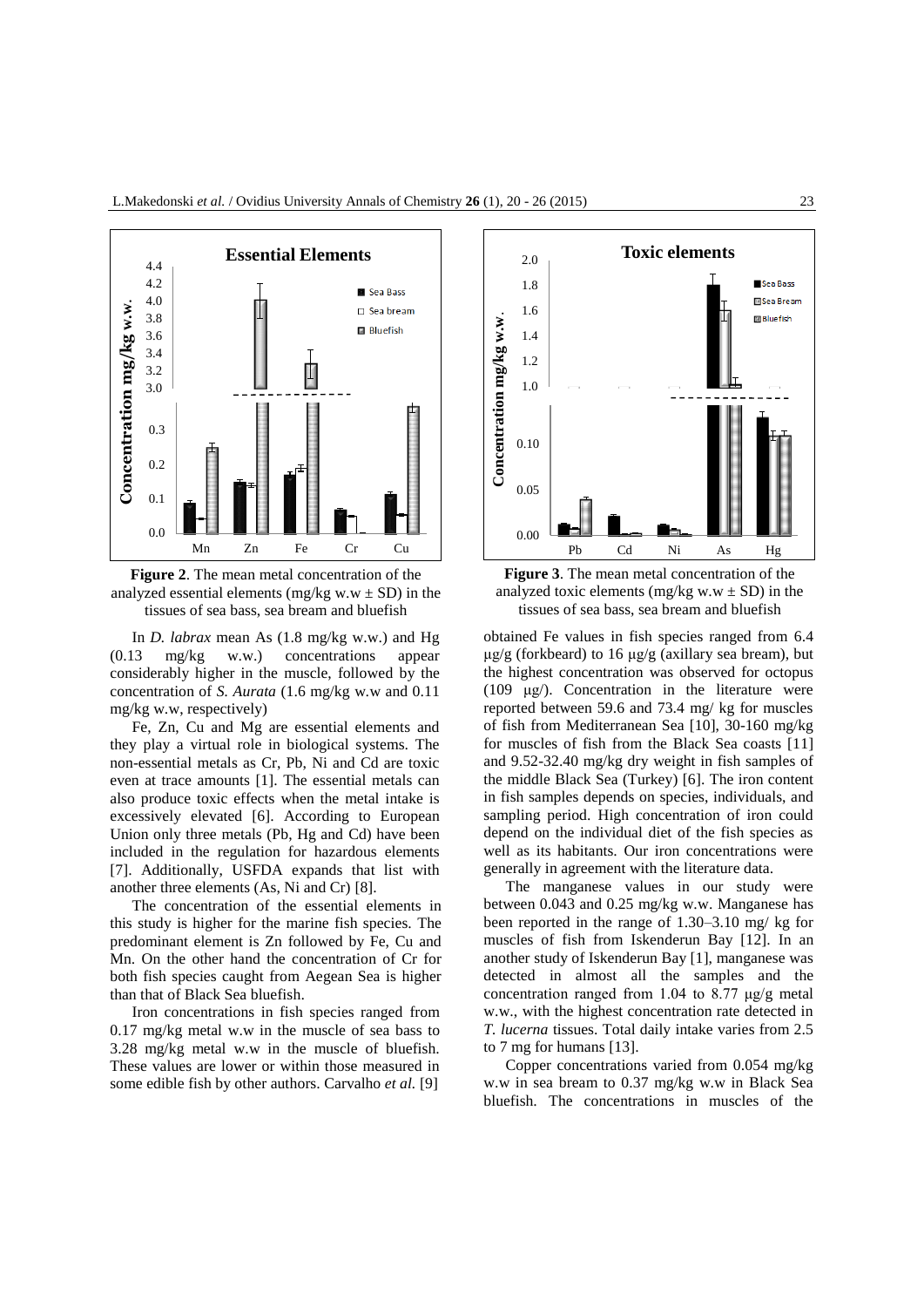**Figure 2**. The mean metal concentration of the analyzed essential elements (mg/kg w.w ± SD) in the tissues of sea bass, sea bream and bluefish

**Figure 3**. The mean metal concentration of the analyzed toxic elements (mg/kg w.w ± SD) in the tissues of sea bass, sea bream and bluefish

In *D. labrax* mean As (1.8 mg/kg w.w.) and Hg (0.13 mg/kg w.w.) concentrations appear considerably higher in the muscle, followed by the concentration of *S. Aurata* (1.6 mg/kg w.w and 0.11 mg/kg w.w, respectively)

Fe, Zn, Cu and Mg are essential elements and they play a virtual role in biological systems. The non-essential metals as Cr, Pb, Ni and Cd are toxic even at trace amounts [1]. The essential metals can also produce toxic effects when the metal intake is excessively elevated [6]. According to European Union only three metals (Pb, Hg and Cd) have been included in the regulation for hazardous elements [7]. Additionally, USFDA expands that list with another three elements (As, Ni and Cr) [8].

The concentration of the essential elements in this study is higher for the marine fish species. The predominant element is Zn followed by Fe, Cu and Mn. On the other hand the concentration of Cr for both fish species caught from Aegean Sea is higher than that of Black Sea bluefish.

Iron concentrations in fish species ranged from 0.17 mg/kg metal w.w in the muscle of sea bass to 3.28 mg/kg metal w.w in the muscle of bluefish. These values are lower or within those measured in some edible fish by other authors. Carvalho *et al.* [9] obtained Fe values in fish species ranged from 6.4 μg/g (forkbeard) to 16 μg/g (axillary sea bream), but the highest concentration was observed for octopus (109 μg/). Concentration in the literature were reported between 59.6 and 73.4 mg/ kg for muscles of fish from Mediterranean Sea [10], 30-160 mg/kg for muscles of fish from the Black Sea coasts [11] and 9.52-32.40 mg/kg dry weight in fish samples of the middle Black Sea (Turkey) [6]. The iron content in fish samples depends on species, individuals, and sampling period. High concentration of iron could depend on the individual diet of the fish species as well as its habitants. Our iron concentrations were generally in agreement with the literature data.

The manganese values in our study were between 0.043 and 0.25 mg/kg w.w. Manganese has been reported in the range of 1.30–3.10 mg/ kg for muscles of fish from Iskenderun Bay [12]. In an another study of Iskenderun Bay [1], manganese was detected in almost all the samples and the concentration ranged from 1.04 to 8.77 μg/g metal w.w., with the highest concentration rate detected in *T. lucerna* tissues. Total daily intake varies from 2.5 to 7 mg for humans [13].

Copper concentrations varied from 0.054 mg/kg w.w in sea bream to 0.37 mg/kg w.w in Black Sea bluefish. The concentrations in muscles of the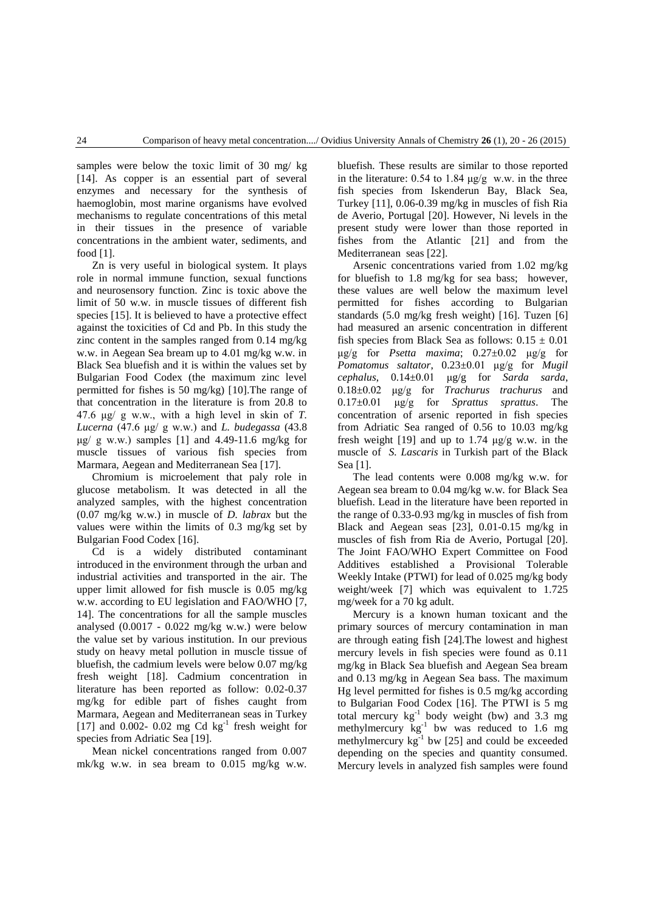samples were below the toxic limit of 30 mg/ kg [14]. As copper is an essential part of several enzymes and necessary for the synthesis of haemoglobin, most marine organisms have evolved mechanisms to regulate concentrations of this metal in their tissues in the presence of variable concentrations in the ambient water, sediments, and food [1].

Zn is very useful in biological system. It plays role in normal immune function, sexual functions and neurosensory function. Zinc is toxic above the limit of 50 w.w. in muscle tissues of different fish species [15]. It is believed to have a protective effect against the toxicities of Cd and Pb. In this study the zinc content in the samples ranged from 0.14 mg/kg w.w. in Aegean Sea bream up to 4.01 mg/kg w.w. in Black Sea bluefish and it is within the values set by Bulgarian Food Codex (the maximum zinc level permitted for fishes is 50 mg/kg) [10].The range of that concentration in the literature is from 20.8 to 47.6 μg/ g w.w., with a high level in skin of *T. Lucerna* (47.6 μg/ g w.w.) and *L. budegassa* (43.8 μg/ g w.w.) samples [1] and 4.49-11.6 mg/kg for muscle tissues of various fish species from Marmara, Aegean and Mediterranean Sea [17].

Chromium is microelement that paly role in glucose metabolism. It was detected in all the analyzed samples, with the highest concentration (0.07 mg/kg w.w.) in muscle of *D. labrax* but the values were within the limits of 0.3 mg/kg set by Bulgarian Food Codex [16].

Cd is a widely distributed contaminant introduced in the environment through the urban and industrial activities and transported in the air. The upper limit allowed for fish muscle is 0.05 mg/kg w.w. according to EU legislation and FAO/WHO [7, 14]. The concentrations for all the sample muscles analysed (0.0017 - 0.022 mg/kg w.w.) were below the value set by various institution. In our previous study on heavy metal pollution in muscle tissue of bluefish, the cadmium levels were below 0.07 mg/kg fresh weight [18]. Cadmium concentration in literature has been reported as follow: 0.02-0.37 mg/kg for edible part of fishes caught from Marmara, Aegean and Mediterranean seas in Turkey [17] and 0.002- 0.02 mg Cd $kg^{-1}$ fresh weight for species from Adriatic Sea [19].

Mean nickel concentrations ranged from 0.007 mk/kg w.w. in sea bream to 0.015 mg/kg w.w. bluefish. These results are similar to those reported in the literature: 0.54 to 1.84 μg/g w.w. in the three fish species from Iskenderun Bay, Black Sea, Turkey [11], 0.06-0.39 mg/kg in muscles of fish Ria de Averio, Portugal [20]. However, Ni levels in the present study were lower than those reported in fishes from the Atlantic [21] and from the Mediterranean seas [22].

Arsenic concentrations varied from 1.02 mg/kg for bluefish to 1.8 mg/kg for sea bass; however, these values are well below the maximum level permitted for fishes according to Bulgarian standards (5.0 mg/kg fresh weight) [16]. Tuzen [6] had measured an arsenic concentration in different fish species from Black Sea as follows: 0.15 ± 0.01 μg/g for *Psetta maxima*; 0.27±0.02 μg/g for *Pomatomus saltator*, 0.23±0.01 μg/g for *Mugil cephalus*, 0.14±0.01 μg/g for *Sarda sarda*, 0.18±0.02 μg/g for *Trachurus trachurus* and 0.17±0.01 μg/g for *Sprattus sprattus*. The concentration of arsenic reported in fish species from Adriatic Sea ranged of 0.56 to 10.03 mg/kg fresh weight [19] and up to 1.74 μg/g w.w. in the muscle of *S. Lascaris* in Turkish part of the Black Sea [1].

The lead contents were 0.008 mg/kg w.w. for Aegean sea bream to 0.04 mg/kg w.w. for Black Sea bluefish. Lead in the literature have been reported in the range of 0.33-0.93 mg/kg in muscles of fish from Black and Aegean seas [23], 0.01-0.15 mg/kg in muscles of fish from Ria de Averio, Portugal [20]. The Joint FAO/WHO Expert Committee on Food Additives established a Provisional Tolerable Weekly Intake (PTWI) for lead of 0.025 mg/kg body weight/week [7] which was equivalent to 1.725 mg/week for a 70 kg adult.

Mercury is a known human toxicant and the primary sources of mercury contamination in man are through eating fish [24].The lowest and highest mercury levels in fish species were found as 0.11 mg/kg in Black Sea bluefish and Aegean Sea bream and 0.13 mg/kg in Aegean Sea bass. The maximum Hg level permitted for fishes is 0.5 mg/kg according to Bulgarian Food Codex [16]. The PTWI is 5 mg total mercury $kg^{-1}$ body weight (bw) and 3.3 mg methylmercury $kg^{-1}$ bw was reduced to 1.6 mg methylmercury $kg^{-1}$ bw [25] and could be exceeded depending on the species and quantity consumed. Mercury levels in analyzed fish samples were found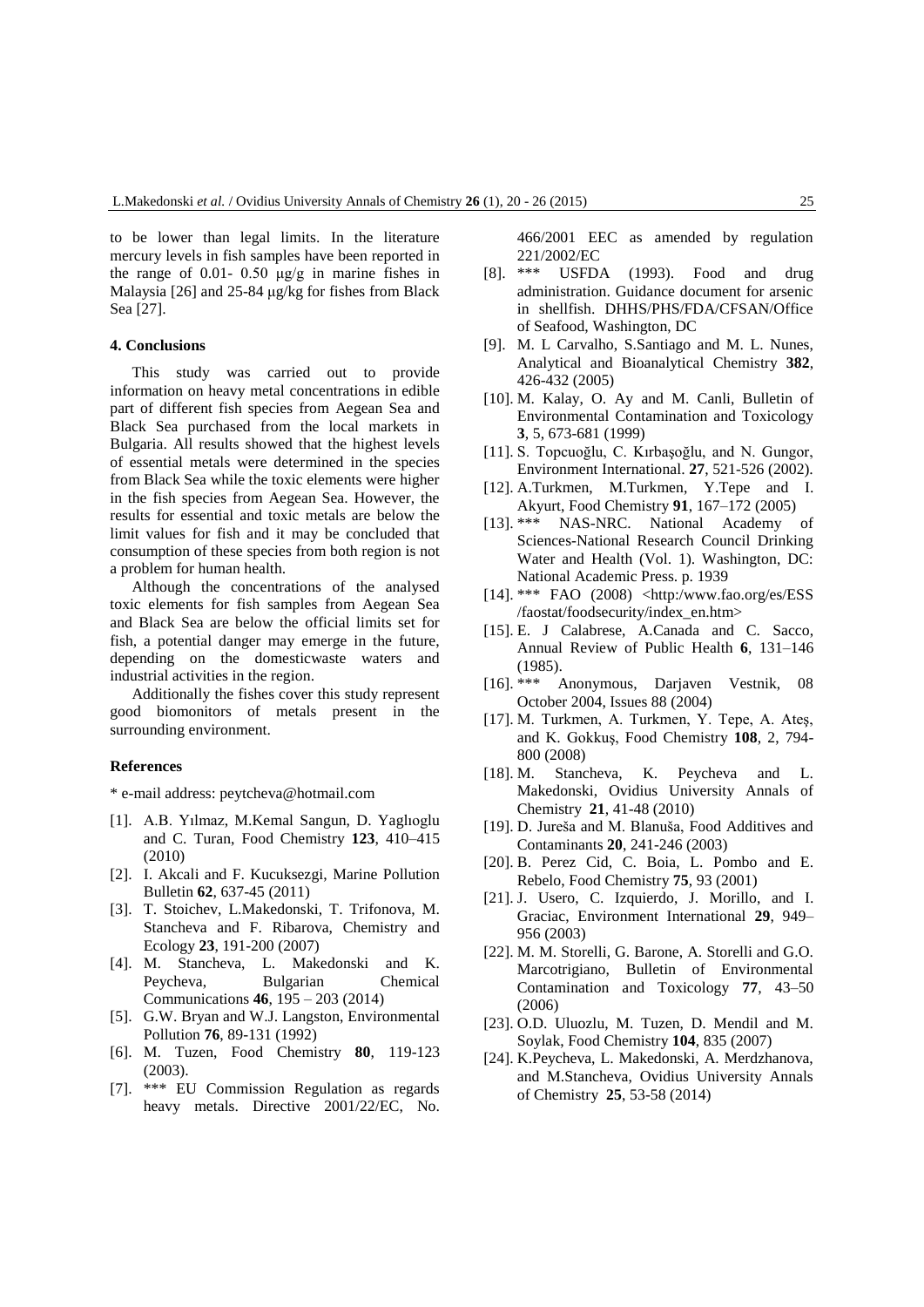to be lower than legal limits. In the literature mercury levels in fish samples have been reported in the range of 0.01- 0.50 μg/g in marine fishes in Malaysia [26] and 25-84 μg/kg for fishes from Black Sea [27].

## 4. Conclusions

This study was carried out to provide information on heavy metal concentrations in edible part of different fish species from Aegean Sea and Black Sea purchased from the local markets in Bulgaria. All results showed that the highest levels of essential metals were determined in the species from Black Sea while the toxic elements were higher in the fish species from Aegean Sea. However, the results for essential and toxic metals are below the limit values for fish and it may be concluded that consumption of these species from both region is not a problem for human health.

Although the concentrations of the analysed toxic elements for fish samples from Aegean Sea and Black Sea are below the official limits set for fish, a potential danger may emerge in the future, depending on the domesticwaste waters and industrial activities in the region.

Additionally the fishes cover this study represent good biomonitors of metals present in the surrounding environment.

## References

* e-mail address: peytcheva@hotmail.com

- [1]. A.B. Yılmaz, M.Kemal Sangun, D. Yaglıoglu and C. Turan, Food Chemistry **123**, 410–415 (2010)
- [2]. I. Akcali and F. Kucuksezgi, Marine Pollution Bulletin **62**, 637-45 (2011)
- [3]. T. Stoichev, L.Makedonski, T. Trifonova, M. Stancheva and F. Ribarova, Chemistry and Ecology **23**, 191-200 (2007)
- [4]. M. Stancheva, L. Makedonski and K. Peycheva, Bulgarian Chemical Communications **46**, 195 – 203 (2014)
- [5]. G.W. Bryan and W.J. Langston, Environmental Pollution **76**, 89-131 (1992)
- [6]. M. Tuzen, Food Chemistry **80**, 119-123 (2003).
- [7]. *** EU Commission Regulation as regards heavy metals. Directive 2001/22/EC, No. 466/2001 EEC as amended by regulation 221/2002/EC
- [8]. *** USFDA (1993). Food and drug administration. Guidance document for arsenic in shellfish. DHHS/PHS/FDA/CFSAN/Office of Seafood, Washington, DC
- [9]. M. L Carvalho, S.Santiago and M. L. Nunes, Analytical and Bioanalytical Chemistry **382**, 426-432 (2005)
- [10]. M. Kalay, O. Ay and M. Canli, Bulletin of Environmental Contamination and Toxicology **3**, 5, 673-681 (1999)
- [11]. S. Topcuoğlu, C. Kırbaşoğlu, and N. Gungor, Environment International. **27**, 521-526 (2002).
- [12]. A.Turkmen, M.Turkmen, Y.Tepe and I. Akyurt, Food Chemistry **91**, 167–172 (2005)
- [13]. *** NAS-NRC. National Academy of Sciences-National Research Council Drinking Water and Health (Vol. 1). Washington, DC: National Academic Press. p. 1939
- [14]. *** FAO (2008) <http:/www.fao.org/es/ESS/faostat/foodsecurity/index_en.htm>
- [15]. E. J Calabrese, A.Canada and C. Sacco, Annual Review of Public Health **6**, 131–146 (1985).
- [16]. *** Anonymous, Darjaven Vestnik, 08 October 2004, Issues 88 (2004)
- [17]. M. Turkmen, A. Turkmen, Y. Tepe, A. Ateş, and K. Gokkuş, Food Chemistry **108**, 2, 794-800 (2008)
- [18]. M. Stancheva, K. Peycheva and L. Makedonski, Ovidius University Annals of Chemistry **21**, 41-48 (2010)
- [19]. D. Jureša and M. Blanuša, Food Additives and Contaminants **20**, 241-246 (2003)
- [20]. B. Perez Cid, C. Boia, L. Pombo and E. Rebelo, Food Chemistry **75**, 93 (2001)
- [21]. J. Usero, C. Izquierdo, J. Morillo, and I. Graciac, Environment International **29**, 949–956 (2003)
- [22]. M. M. Storelli, G. Barone, A. Storelli and G.O. Marcotrigiano, Bulletin of Environmental Contamination and Toxicology **77**, 43–50 (2006)
- [23]. O.D. Uluozlu, M. Tuzen, D. Mendil and M. Soylak, Food Chemistry **104**, 835 (2007)
- [24]. K.Peycheva, L. Makedonski, A. Merdzhanova, and M.Stancheva, Ovidius University Annals of Chemistry **25**, 53-58 (2014)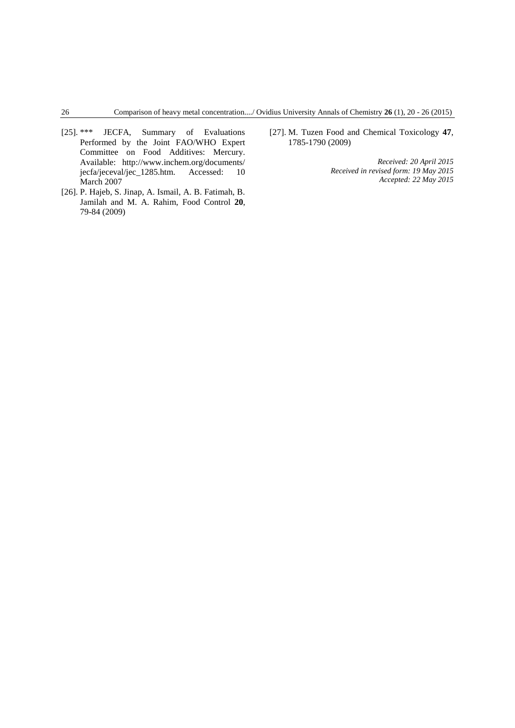[25]. *** JECFA, Summary of Evaluations Performed by the Joint FAO/WHO Expert Committee on Food Additives: Mercury. Available: http://www.inchem.org/documents/jecfa/jeceval/jec_1285.htm. Accessed: 10 March 2007

[26]. P. Hajeb, S. Jinap, A. Ismail, A. B. Fatimah, B. Jamilah and M. A. Rahim, Food Control **20**, 79-84 (2009)

[27]. M. Tuzen Food and Chemical Toxicology **47**, 1785-1790 (2009)

*Received: 20 April 2015*
*Received in revised form: 19 May 2015*
*Accepted: 22 May 2015*